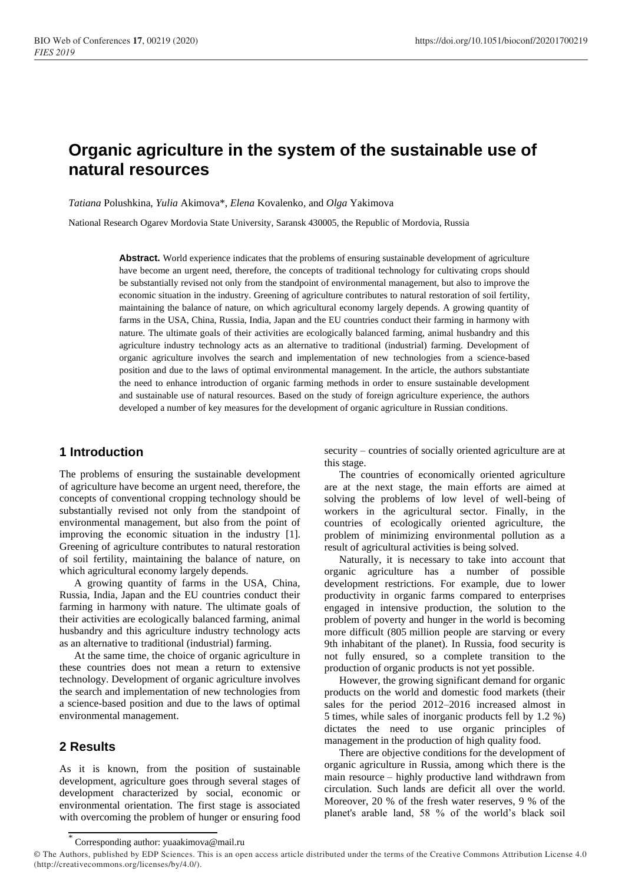# Organic agriculture in the system of the sustainable use of natural resources

*Tatiana* Polushkina, *Yulia* Akimova*, *Elena* Kovalenko, and *Olga* Yakimova

National Research Ogarev Mordovia State University, Saransk 430005, the Republic of Mordovia, Russia

**Abstract.** World experience indicates that the problems of ensuring sustainable development of agriculture have become an urgent need, therefore, the concepts of traditional technology for cultivating crops should be substantially revised not only from the standpoint of environmental management, but also to improve the economic situation in the industry. Greening of agriculture contributes to natural restoration of soil fertility, maintaining the balance of nature, on which agricultural economy largely depends. A growing quantity of farms in the USA, China, Russia, India, Japan and the EU countries conduct their farming in harmony with nature. The ultimate goals of their activities are ecologically balanced farming, animal husbandry and this agriculture industry technology acts as an alternative to traditional (industrial) farming. Development of organic agriculture involves the search and implementation of new technologies from a science-based position and due to the laws of optimal environmental management. In the article, the authors substantiate the need to enhance introduction of organic farming methods in order to ensure sustainable development and sustainable use of natural resources. Based on the study of foreign agriculture experience, the authors developed a number of key measures for the development of organic agriculture in Russian conditions.

## 1 Introduction

The problems of ensuring the sustainable development of agriculture have become an urgent need, therefore, the concepts of conventional cropping technology should be substantially revised not only from the standpoint of environmental management, but also from the point of improving the economic situation in the industry [1]. Greening of agriculture contributes to natural restoration of soil fertility, maintaining the balance of nature, on which agricultural economy largely depends.

A growing quantity of farms in the USA, China, Russia, India, Japan and the EU countries conduct their farming in harmony with nature. The ultimate goals of their activities are ecologically balanced farming, animal husbandry and this agriculture industry technology acts as an alternative to traditional (industrial) farming.

At the same time, the choice of organic agriculture in these countries does not mean a return to extensive technology. Development of organic agriculture involves the search and implementation of new technologies from a science-based position and due to the laws of optimal environmental management.

## 2 Results

As it is known, from the position of sustainable development, agriculture goes through several stages of development characterized by social, economic or environmental orientation. The first stage is associated with overcoming the problem of hunger or ensuring food security – countries of socially oriented agriculture are at this stage.

The countries of economically oriented agriculture are at the next stage, the main efforts are aimed at solving the problems of low level of well-being of workers in the agricultural sector. Finally, in the countries of ecologically oriented agriculture, the problem of minimizing environmental pollution as a result of agricultural activities is being solved.

Naturally, it is necessary to take into account that organic agriculture has a number of possible development restrictions. For example, due to lower productivity in organic farms compared to enterprises engaged in intensive production, the solution to the problem of poverty and hunger in the world is becoming more difficult (805 million people are starving or every 9th inhabitant of the planet). In Russia, food security is not fully ensured, so a complete transition to the production of organic products is not yet possible.

However, the growing significant demand for organic products on the world and domestic food markets (their sales for the period 2012–2016 increased almost in 5 times, while sales of inorganic products fell by 1.2 %) dictates the need to use organic principles of management in the production of high quality food.

There are objective conditions for the development of organic agriculture in Russia, among which there is the main resource – highly productive land withdrawn from circulation. Such lands are deficit all over the world. Moreover, 20 % of the fresh water reserves, 9 % of the planet's arable land, 58 % of the world's black soil

* Corresponding author: yuaakimova@mail.ru

© The Authors, published by EDP Sciences. This is an open access article distributed under the terms of the Creative Commons Attribution License 4.0 (http://creativecommons.org/licenses/by/4.0/).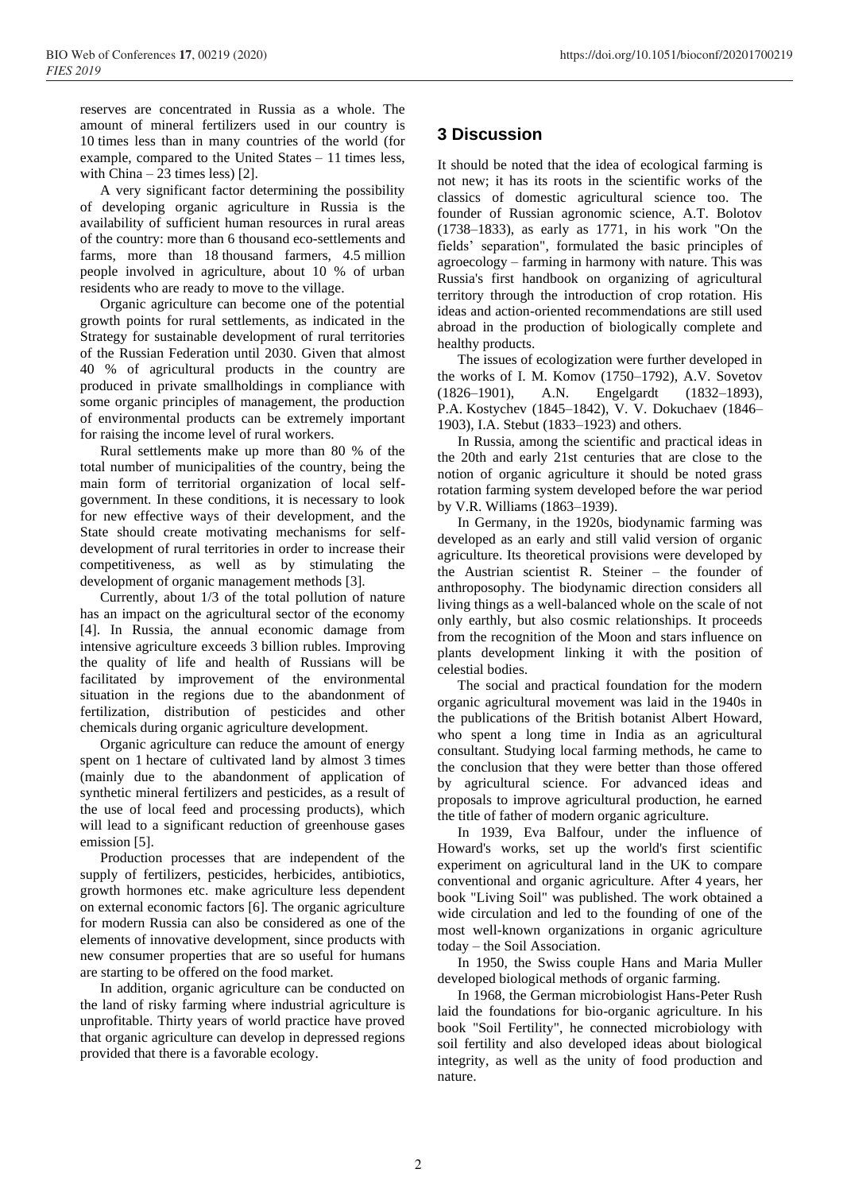reserves are concentrated in Russia as a whole. The amount of mineral fertilizers used in our country is 10 times less than in many countries of the world (for example, compared to the United States – 11 times less, with China – 23 times less) [2].

A very significant factor determining the possibility of developing organic agriculture in Russia is the availability of sufficient human resources in rural areas of the country: more than 6 thousand eco-settlements and farms, more than 18 thousand farmers, 4.5 million people involved in agriculture, about 10 % of urban residents who are ready to move to the village.

Organic agriculture can become one of the potential growth points for rural settlements, as indicated in the Strategy for sustainable development of rural territories of the Russian Federation until 2030. Given that almost 40 % of agricultural products in the country are produced in private smallholdings in compliance with some organic principles of management, the production of environmental products can be extremely important for raising the income level of rural workers.

Rural settlements make up more than 80 % of the total number of municipalities of the country, being the main form of territorial organization of local self-government. In these conditions, it is necessary to look for new effective ways of their development, and the State should create motivating mechanisms for self-development of rural territories in order to increase their competitiveness, as well as by stimulating the development of organic management methods [3].

Currently, about 1/3 of the total pollution of nature has an impact on the agricultural sector of the economy [4]. In Russia, the annual economic damage from intensive agriculture exceeds 3 billion rubles. Improving the quality of life and health of Russians will be facilitated by improvement of the environmental situation in the regions due to the abandonment of fertilization, distribution of pesticides and other chemicals during organic agriculture development.

Organic agriculture can reduce the amount of energy spent on 1 hectare of cultivated land by almost 3 times (mainly due to the abandonment of application of synthetic mineral fertilizers and pesticides, as a result of the use of local feed and processing products), which will lead to a significant reduction of greenhouse gases emission [5].

Production processes that are independent of the supply of fertilizers, pesticides, herbicides, antibiotics, growth hormones etc. make agriculture less dependent on external economic factors [6]. The organic agriculture for modern Russia can also be considered as one of the elements of innovative development, since products with new consumer properties that are so useful for humans are starting to be offered on the food market.

In addition, organic agriculture can be conducted on the land of risky farming where industrial agriculture is unprofitable. Thirty years of world practice have proved that organic agriculture can develop in depressed regions provided that there is a favorable ecology.

## 3 Discussion

It should be noted that the idea of ecological farming is not new; it has its roots in the scientific works of the classics of domestic agricultural science too. The founder of Russian agronomic science, A.T. Bolotov (1738–1833), as early as 1771, in his work "On the fields' separation", formulated the basic principles of agroecology – farming in harmony with nature. This was Russia's first handbook on organizing of agricultural territory through the introduction of crop rotation. His ideas and action-oriented recommendations are still used abroad in the production of biologically complete and healthy products.

The issues of ecologization were further developed in the works of I. M. Komov (1750–1792), A.V. Sovetov (1826–1901), A.N. Engelgardt (1832–1893), P.A. Kostychev (1845–1842), V. V. Dokuchaev (1846–1903), I.A. Stebut (1833–1923) and others.

In Russia, among the scientific and practical ideas in the 20th and early 21st centuries that are close to the notion of organic agriculture it should be noted grass rotation farming system developed before the war period by V.R. Williams (1863–1939).

In Germany, in the 1920s, biodynamic farming was developed as an early and still valid version of organic agriculture. Its theoretical provisions were developed by the Austrian scientist R. Steiner – the founder of anthroposophy. The biodynamic direction considers all living things as a well-balanced whole on the scale of not only earthly, but also cosmic relationships. It proceeds from the recognition of the Moon and stars influence on plants development linking it with the position of celestial bodies.

The social and practical foundation for the modern organic agricultural movement was laid in the 1940s in the publications of the British botanist Albert Howard, who spent a long time in India as an agricultural consultant. Studying local farming methods, he came to the conclusion that they were better than those offered by agricultural science. For advanced ideas and proposals to improve agricultural production, he earned the title of father of modern organic agriculture.

In 1939, Eva Balfour, under the influence of Howard's works, set up the world's first scientific experiment on agricultural land in the UK to compare conventional and organic agriculture. After 4 years, her book "Living Soil" was published. The work obtained a wide circulation and led to the founding of one of the most well-known organizations in organic agriculture today – the Soil Association.

In 1950, the Swiss couple Hans and Maria Muller developed biological methods of organic farming.

In 1968, the German microbiologist Hans-Peter Rush laid the foundations for bio-organic agriculture. In his book "Soil Fertility", he connected microbiology with soil fertility and also developed ideas about biological integrity, as well as the unity of food production and nature.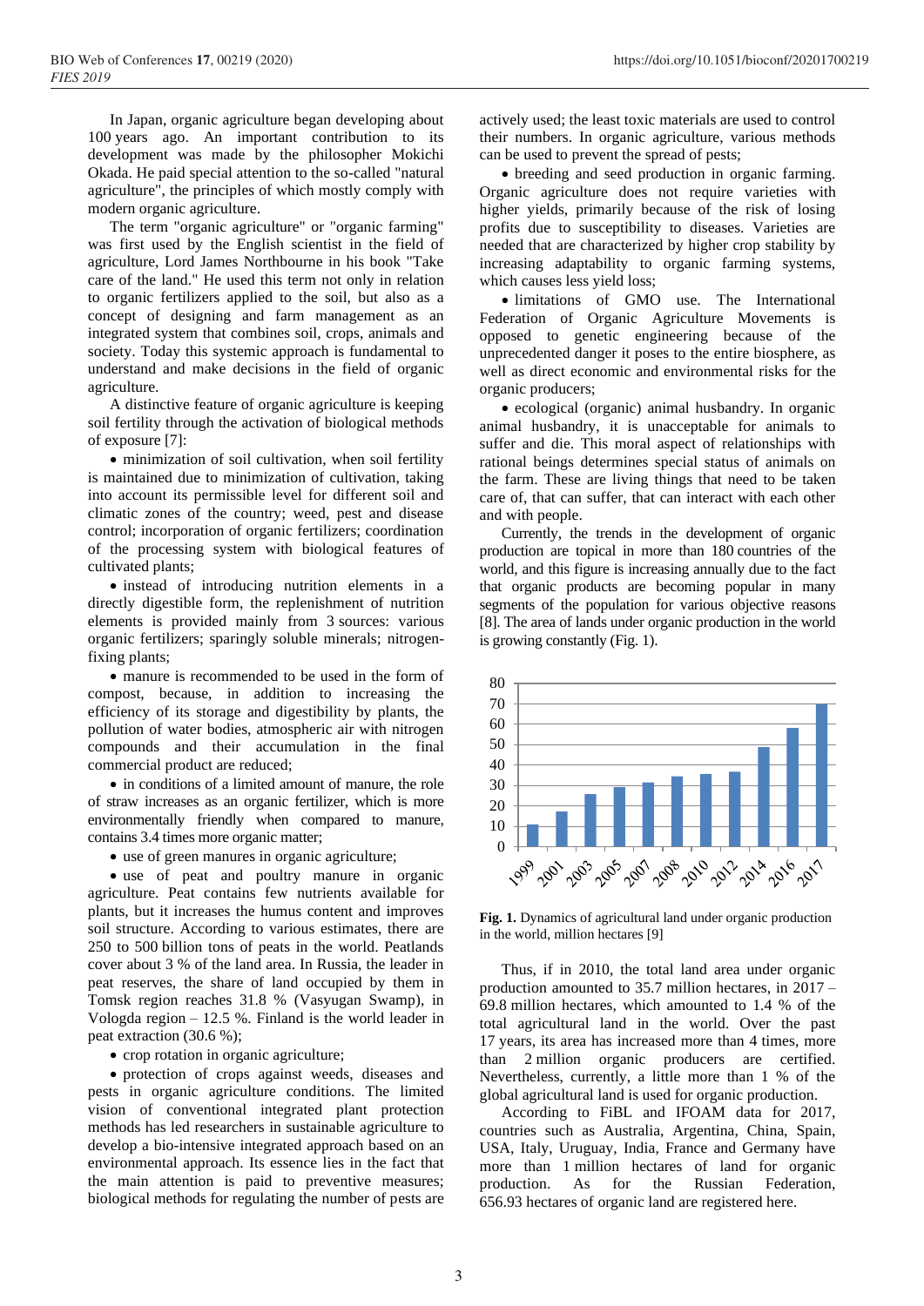In Japan, organic agriculture began developing about 100 years ago. An important contribution to its development was made by the philosopher Mokichi Okada. He paid special attention to the so-called "natural agriculture", the principles of which mostly comply with modern organic agriculture.

The term "organic agriculture" or "organic farming" was first used by the English scientist in the field of agriculture, Lord James Northbourne in his book "Take care of the land." He used this term not only in relation to organic fertilizers applied to the soil, but also as a concept of designing and farm management as an integrated system that combines soil, crops, animals and society. Today this systemic approach is fundamental to understand and make decisions in the field of organic agriculture.

A distinctive feature of organic agriculture is keeping soil fertility through the activation of biological methods of exposure [7]:

- minimization of soil cultivation, when soil fertility is maintained due to minimization of cultivation, taking into account its permissible level for different soil and climatic zones of the country; weed, pest and disease control; incorporation of organic fertilizers; coordination of the processing system with biological features of cultivated plants;
- instead of introducing nutrition elements in a directly digestible form, the replenishment of nutrition elements is provided mainly from 3 sources: various organic fertilizers; sparingly soluble minerals; nitrogen-fixing plants;
- manure is recommended to be used in the form of compost, because, in addition to increasing the efficiency of its storage and digestibility by plants, the pollution of water bodies, atmospheric air with nitrogen compounds and their accumulation in the final commercial product are reduced;
- in conditions of a limited amount of manure, the role of straw increases as an organic fertilizer, which is more environmentally friendly when compared to manure, contains 3.4 times more organic matter;
- use of green manures in organic agriculture;
- use of peat and poultry manure in organic agriculture. Peat contains few nutrients available for plants, but it increases the humus content and improves soil structure. According to various estimates, there are 250 to 500 billion tons of peats in the world. Peatlands cover about 3 % of the land area. In Russia, the leader in peat reserves, the share of land occupied by them in Tomsk region reaches 31.8 % (Vasyugan Swamp), in Vologda region – 12.5 %. Finland is the world leader in peat extraction (30.6 %);
- crop rotation in organic agriculture;
- protection of crops against weeds, diseases and pests in organic agriculture conditions. The limited vision of conventional integrated plant protection methods has led researchers in sustainable agriculture to develop a bio-intensive integrated approach based on an environmental approach. Its essence lies in the fact that the main attention is paid to preventive measures; biological methods for regulating the number of pests are actively used; the least toxic materials are used to control their numbers. In organic agriculture, various methods can be used to prevent the spread of pests;
- breeding and seed production in organic farming. Organic agriculture does not require varieties with higher yields, primarily because of the risk of losing profits due to susceptibility to diseases. Varieties are needed that are characterized by higher crop stability by increasing adaptability to organic farming systems, which causes less yield loss;
- limitations of GMO use. The International Federation of Organic Agriculture Movements is opposed to genetic engineering because of the unprecedented danger it poses to the entire biosphere, as well as direct economic and environmental risks for the organic producers;
- ecological (organic) animal husbandry. In organic animal husbandry, it is unacceptable for animals to suffer and die. This moral aspect of relationships with rational beings determines special status of animals on the farm. These are living things that need to be taken care of, that can suffer, that can interact with each other and with people.

Currently, the trends in the development of organic production are topical in more than 180 countries of the world, and this figure is increasing annually due to the fact that organic products are becoming popular in many segments of the population for various objective reasons [8]. The area of lands under organic production in the world is growing constantly (Fig. 1).

80
70
60
50
40
30
20
10
0
1999 2001 2003 2005 2007 2008 2010 2012 2014 2016 2017

**Fig. 1.** Dynamics of agricultural land under organic production in the world, million hectares [9]

Thus, if in 2010, the total land area under organic production amounted to 35.7 million hectares, in 2017 – 69.8 million hectares, which amounted to 1.4 % of the total agricultural land in the world. Over the past 17 years, its area has increased more than 4 times, more than 2 million organic producers are certified. Nevertheless, currently, a little more than 1 % of the global agricultural land is used for organic production.

According to FiBL and IFOAM data for 2017, countries such as Australia, Argentina, China, Spain, USA, Italy, Uruguay, India, France and Germany have more than 1 million hectares of land for organic production. As for the Russian Federation, 656.93 hectares of organic land are registered here.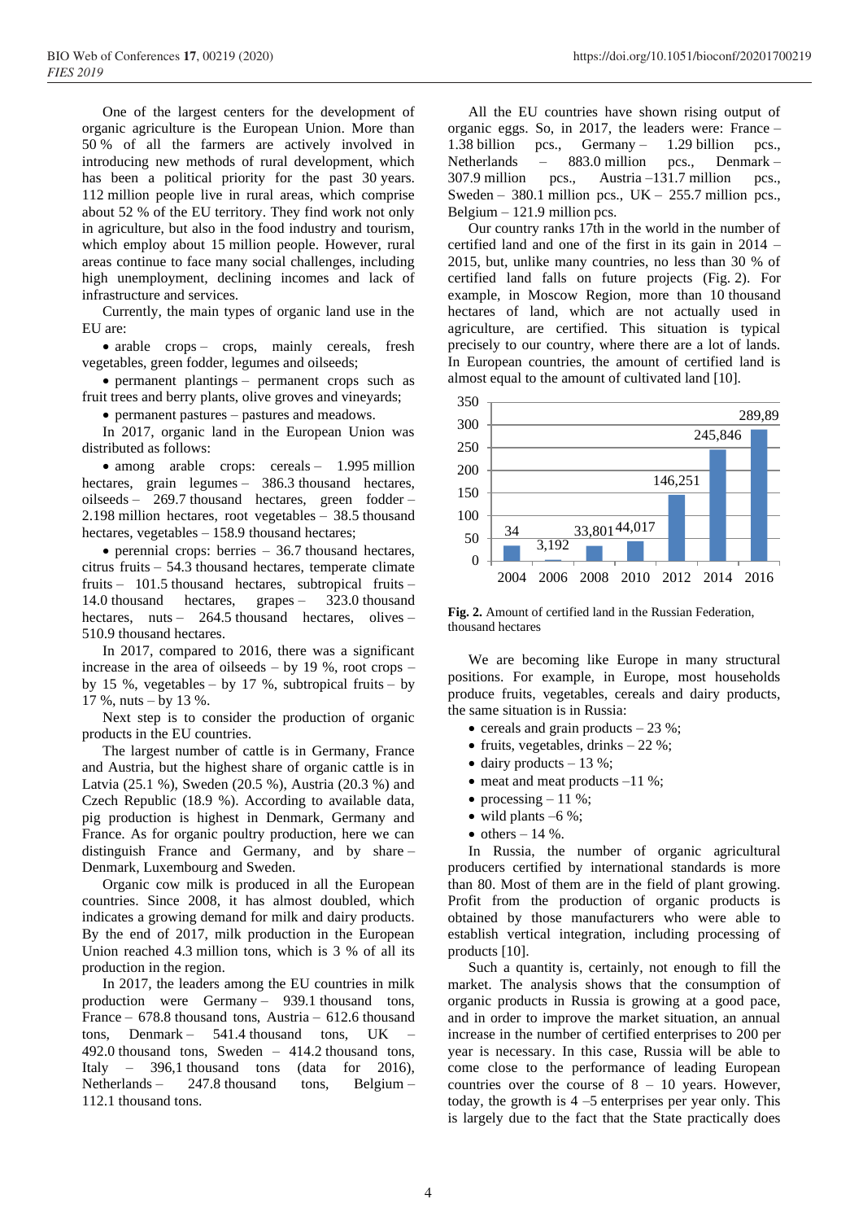One of the largest centers for the development of organic agriculture is the European Union. More than 50 % of all the farmers are actively involved in introducing new methods of rural development, which has been a political priority for the past 30 years. 112 million people live in rural areas, which comprise about 52 % of the EU territory. They find work not only in agriculture, but also in the food industry and tourism, which employ about 15 million people. However, rural areas continue to face many social challenges, including high unemployment, declining incomes and lack of infrastructure and services.

Currently, the main types of organic land use in the EU are:

- arable crops – crops, mainly cereals, fresh vegetables, green fodder, legumes and oilseeds;
- permanent plantings – permanent crops such as fruit trees and berry plants, olive groves and vineyards;
- permanent pastures – pastures and meadows.

In 2017, organic land in the European Union was distributed as follows:

- among arable crops: cereals – 1.995 million hectares, grain legumes – 386.3 thousand hectares, oilseeds – 269.7 thousand hectares, green fodder – 2.198 million hectares, root vegetables – 38.5 thousand hectares, vegetables – 158.9 thousand hectares;
- perennial crops: berries – 36.7 thousand hectares, citrus fruits – 54.3 thousand hectares, temperate climate fruits – 101.5 thousand hectares, subtropical fruits – 14.0 thousand hectares, grapes – 323.0 thousand hectares, nuts – 264.5 thousand hectares, olives – 510.9 thousand hectares.

In 2017, compared to 2016, there was a significant increase in the area of oilseeds – by 19 %, root crops – by 15 %, vegetables – by 17 %, subtropical fruits – by 17 %, nuts – by 13 %.

Next step is to consider the production of organic products in the EU countries.

The largest number of cattle is in Germany, France and Austria, but the highest share of organic cattle is in Latvia (25.1 %), Sweden (20.5 %), Austria (20.3 %) and Czech Republic (18.9 %). According to available data, pig production is highest in Denmark, Germany and France. As for organic poultry production, here we can distinguish France and Germany, and by share – Denmark, Luxembourg and Sweden.

Organic cow milk is produced in all the European countries. Since 2008, it has almost doubled, which indicates a growing demand for milk and dairy products. By the end of 2017, milk production in the European Union reached 4.3 million tons, which is 3 % of all its production in the region.

In 2017, the leaders among the EU countries in milk production were Germany – 939.1 thousand tons, France – 678.8 thousand tons, Austria – 612.6 thousand tons, Denmark – 541.4 thousand tons, UK – 492.0 thousand tons, Sweden – 414.2 thousand tons, Italy – 396,1 thousand tons (data for 2016), Netherlands – 247.8 thousand tons, Belgium – 112.1 thousand tons.

All the EU countries have shown rising output of organic eggs. So, in 2017, the leaders were: France – 1.38 billion pcs., Germany – 1.29 billion pcs., Netherlands – 883.0 million pcs., Denmark – 307.9 million pcs., Austria –131.7 million pcs., Sweden – 380.1 million pcs., UK – 255.7 million pcs., Belgium – 121.9 million pcs.

Our country ranks 17th in the world in the number of certified land and one of the first in its gain in 2014 – 2015, but, unlike many countries, no less than 30 % of certified land falls on future projects (Fig. 2). For example, in Moscow Region, more than 10 thousand hectares of land, which are not actually used in agriculture, are certified. This situation is typical precisely to our country, where there are a lot of lands. In European countries, the amount of certified land is almost equal to the amount of cultivated land [10].

| Year | Certified land, thousand hectares |
|---|---|
| 2004 | 34 |
| 2006 | 3,192 |
| 2008 | 33,801 |
| 2010 | 44,017 |
| 2012 | 146,251 |
| 2014 | 245,846 |
| 2016 | 289,89 |

**Fig. 2.** Amount of certified land in the Russian Federation, thousand hectares

We are becoming like Europe in many structural positions. For example, in Europe, most households produce fruits, vegetables, cereals and dairy products, the same situation is in Russia:

- cereals and grain products – 23 %;
- fruits, vegetables, drinks – 22 %;
- dairy products – 13 %;
- meat and meat products –11 %;
- processing – 11 %;
- wild plants –6 %;
- others – 14 %.

In Russia, the number of organic agricultural producers certified by international standards is more than 80. Most of them are in the field of plant growing. Profit from the production of organic products is obtained by those manufacturers who were able to establish vertical integration, including processing of products [10].

Such a quantity is, certainly, not enough to fill the market. The analysis shows that the consumption of organic products in Russia is growing at a good pace, and in order to improve the market situation, an annual increase in the number of certified enterprises to 200 per year is necessary. In this case, Russia will be able to come close to the performance of leading European countries over the course of 8 – 10 years. However, today, the growth is 4 –5 enterprises per year only. This is largely due to the fact that the State practically does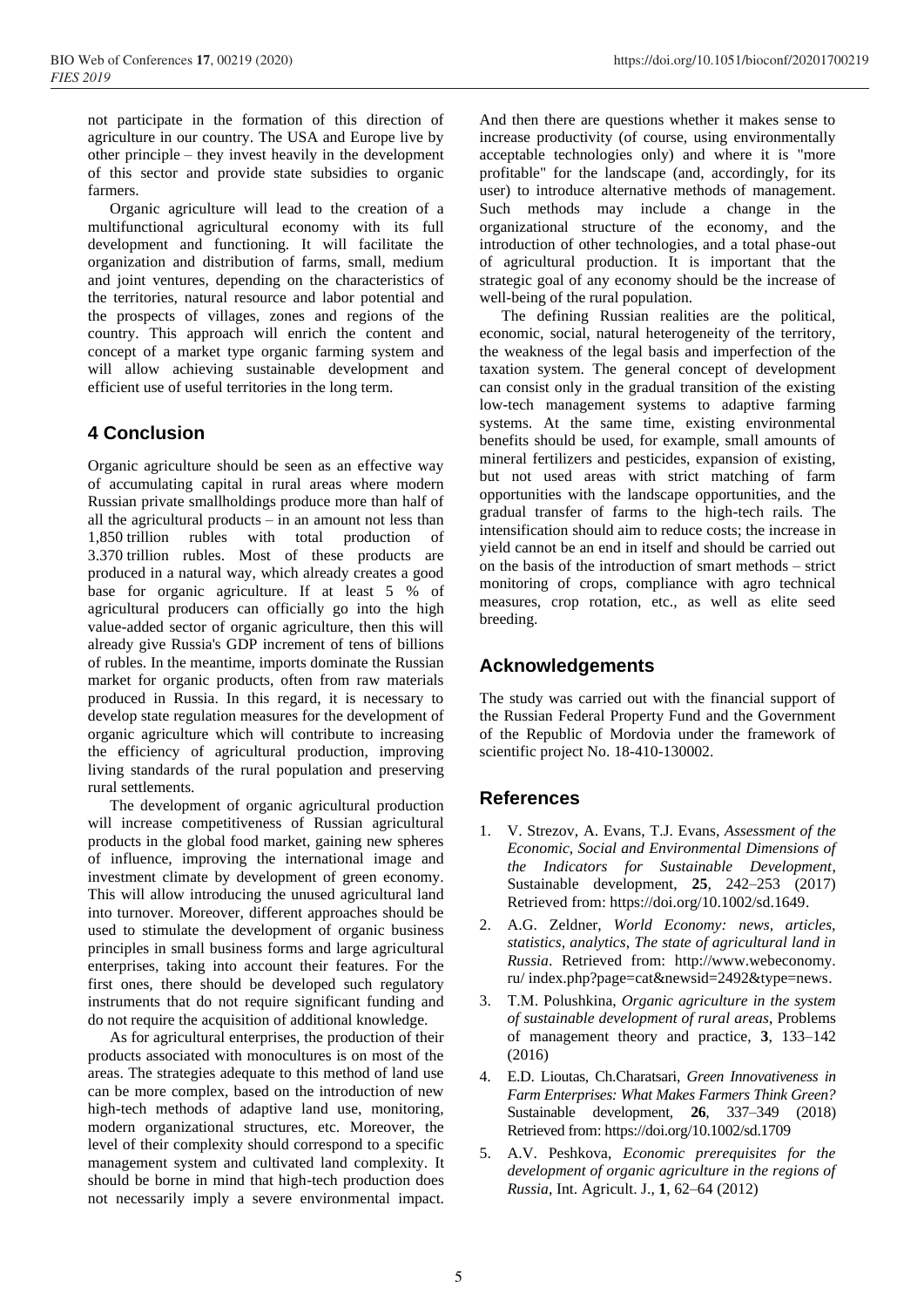not participate in the formation of this direction of agriculture in our country. The USA and Europe live by other principle – they invest heavily in the development of this sector and provide state subsidies to organic farmers.

Organic agriculture will lead to the creation of a multifunctional agricultural economy with its full development and functioning. It will facilitate the organization and distribution of farms, small, medium and joint ventures, depending on the characteristics of the territories, natural resource and labor potential and the prospects of villages, zones and regions of the country. This approach will enrich the content and concept of a market type organic farming system and will allow achieving sustainable development and efficient use of useful territories in the long term.

## 4 Conclusion

Organic agriculture should be seen as an effective way of accumulating capital in rural areas where modern Russian private smallholdings produce more than half of all the agricultural products – in an amount not less than 1,850 trillion rubles with total production of 3.370 trillion rubles. Most of these products are produced in a natural way, which already creates a good base for organic agriculture. If at least 5 % of agricultural producers can officially go into the high value-added sector of organic agriculture, then this will already give Russia's GDP increment of tens of billions of rubles. In the meantime, imports dominate the Russian market for organic products, often from raw materials produced in Russia. In this regard, it is necessary to develop state regulation measures for the development of organic agriculture which will contribute to increasing the efficiency of agricultural production, improving living standards of the rural population and preserving rural settlements.

The development of organic agricultural production will increase competitiveness of Russian agricultural products in the global food market, gaining new spheres of influence, improving the international image and investment climate by development of green economy. This will allow introducing the unused agricultural land into turnover. Moreover, different approaches should be used to stimulate the development of organic business principles in small business forms and large agricultural enterprises, taking into account their features. For the first ones, there should be developed such regulatory instruments that do not require significant funding and do not require the acquisition of additional knowledge.

As for agricultural enterprises, the production of their products associated with monocultures is on most of the areas. The strategies adequate to this method of land use can be more complex, based on the introduction of new high-tech methods of adaptive land use, monitoring, modern organizational structures, etc. Moreover, the level of their complexity should correspond to a specific management system and cultivated land complexity. It should be borne in mind that high-tech production does not necessarily imply a severe environmental impact. And then there are questions whether it makes sense to increase productivity (of course, using environmentally acceptable technologies only) and where it is "more profitable" for the landscape (and, accordingly, for its user) to introduce alternative methods of management. Such methods may include a change in the organizational structure of the economy, and the introduction of other technologies, and a total phase-out of agricultural production. It is important that the strategic goal of any economy should be the increase of well-being of the rural population.

The defining Russian realities are the political, economic, social, natural heterogeneity of the territory, the weakness of the legal basis and imperfection of the taxation system. The general concept of development can consist only in the gradual transition of the existing low-tech management systems to adaptive farming systems. At the same time, existing environmental benefits should be used, for example, small amounts of mineral fertilizers and pesticides, expansion of existing, but not used areas with strict matching of farm opportunities with the landscape opportunities, and the gradual transfer of farms to the high-tech rails. The intensification should aim to reduce costs; the increase in yield cannot be an end in itself and should be carried out on the basis of the introduction of smart methods – strict monitoring of crops, compliance with agro technical measures, crop rotation, etc., as well as elite seed breeding.

## Acknowledgements

The study was carried out with the financial support of the Russian Federal Property Fund and the Government of the Republic of Mordovia under the framework of scientific project No. 18-410-130002.

## References

1. V. Strezov, A. Evans, T.J. Evans, *Assessment of the Economic, Social and Environmental Dimensions of the Indicators for Sustainable Development*, Sustainable development, **25**, 242–253 (2017) Retrieved from: https://doi.org/10.1002/sd.1649.
2. A.G. Zeldner, *World Economy: news, articles, statistics, analytics, The state of agricultural land in Russia*. Retrieved from: http://www.webeconomy.ru/ index.php?page=cat&newsid=2492&type=news.
3. T.M. Polushkina, *Organic agriculture in the system of sustainable development of rural areas*, Problems of management theory and practice, **3**, 133–142 (2016)
4. E.D. Lioutas, Ch.Charatsari, *Green Innovativeness in Farm Enterprises: What Makes Farmers Think Green?* Sustainable development, **26**, 337–349 (2018) Retrieved from: https://doi.org/10.1002/sd.1709
5. A.V. Peshkova, *Economic prerequisites for the development of organic agriculture in the regions of Russia*, Int. Agricult. J., **1**, 62–64 (2012)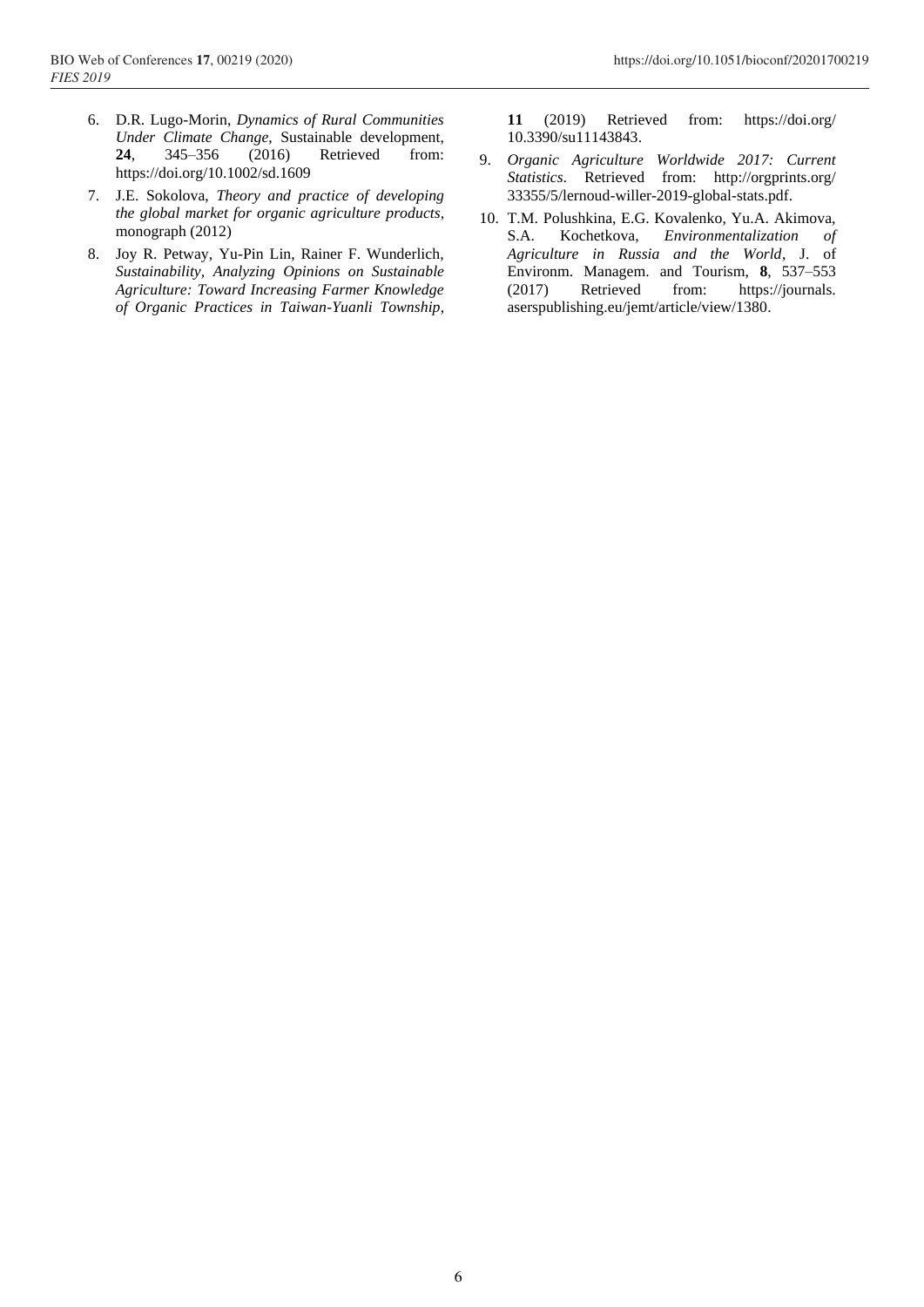6. D.R. Lugo-Morin, *Dynamics of Rural Communities Under Climate Change*, Sustainable development, **24**, 345–356 (2016) Retrieved from: https://doi.org/10.1002/sd.1609
7. J.E. Sokolova, *Theory and practice of developing the global market for organic agriculture products*, monograph (2012)
8. Joy R. Petway, Yu-Pin Lin, Rainer F. Wunderlich, *Sustainability, Analyzing Opinions on Sustainable Agriculture: Toward Increasing Farmer Knowledge of Organic Practices in Taiwan-Yuanli Township*, **11** (2019) Retrieved from: https://doi.org/10.3390/su11143843.
9. *Organic Agriculture Worldwide 2017: Current Statistics*. Retrieved from: http://orgprints.org/33355/5/lernoud-willer-2019-global-stats.pdf.
10. T.M. Polushkina, E.G. Kovalenko, Yu.A. Akimova, S.A. Kochetkova, *Environmentalization of Agriculture in Russia and the World*, J. of Environm. Managem. and Tourism, **8**, 537–553 (2017) Retrieved from: https://journals.aserspublishing.eu/jemt/article/view/1380.